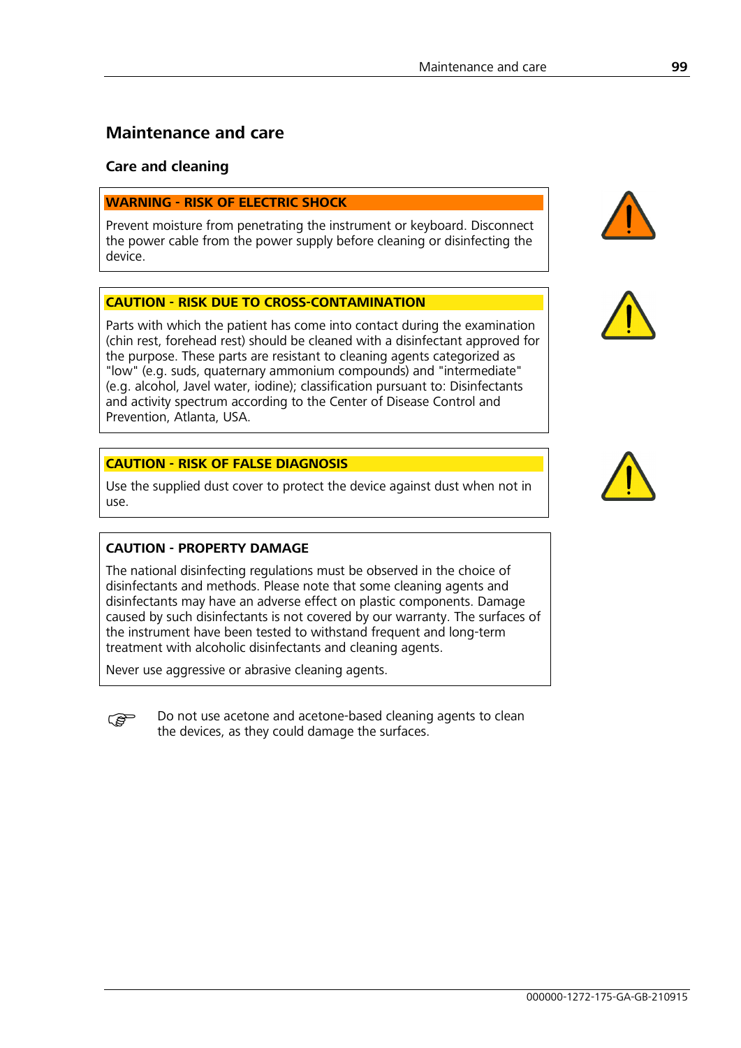# Maintenance and care

## Care and cleaning

**WARNING - RISK OF ELECTRIC SHOCK**

Prevent moisture from penetrating the instrument or keyboard. Disconnect the power cable from the power supply before cleaning or disinfecting the device.

**CAUTION - RISK DUE TO CROSS-CONTAMINATION**

Parts with which the patient has come into contact during the examination (chin rest, forehead rest) should be cleaned with a disinfectant approved for the purpose. These parts are resistant to cleaning agents categorized as "low" (e.g. suds, quaternary ammonium compounds) and "intermediate" (e.g. alcohol, Javel water, iodine); classification pursuant to: Disinfectants and activity spectrum according to the Center of Disease Control and Prevention, Atlanta, USA.

**CAUTION - RISK OF FALSE DIAGNOSIS**

Use the supplied dust cover to protect the device against dust when not in use.

**CAUTION - PROPERTY DAMAGE**

The national disinfecting regulations must be observed in the choice of disinfectants and methods. Please note that some cleaning agents and disinfectants may have an adverse effect on plastic components. Damage caused by such disinfectants is not covered by our warranty. The surfaces of the instrument have been tested to withstand frequent and long-term treatment with alcoholic disinfectants and cleaning agents.

Never use aggressive or abrasive cleaning agents.

☞ Do not use acetone and acetone-based cleaning agents to clean the devices, as they could damage the surfaces.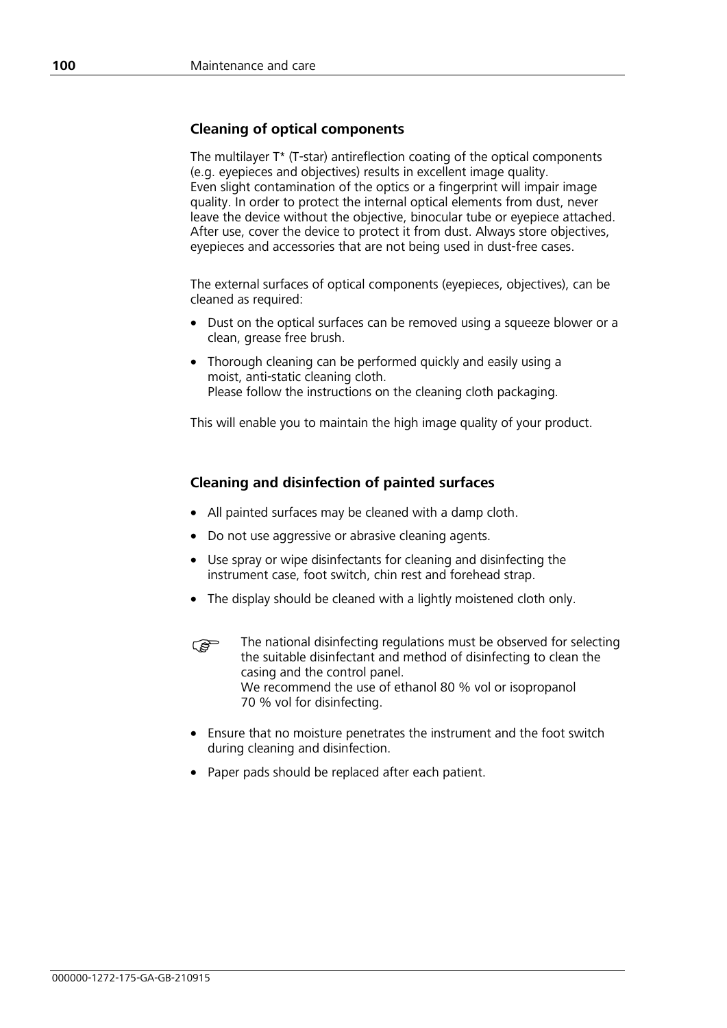## Cleaning of optical components

The multilayer T* (T-star) antireflection coating of the optical components (e.g. eyepieces and objectives) results in excellent image quality.
Even slight contamination of the optics or a fingerprint will impair image quality. In order to protect the internal optical elements from dust, never leave the device without the objective, binocular tube or eyepiece attached. After use, cover the device to protect it from dust. Always store objectives, eyepieces and accessories that are not being used in dust-free cases.

The external surfaces of optical components (eyepieces, objectives), can be cleaned as required:

- Dust on the optical surfaces can be removed using a squeeze blower or a clean, grease free brush.
- Thorough cleaning can be performed quickly and easily using a moist, anti-static cleaning cloth.
  Please follow the instructions on the cleaning cloth packaging.

This will enable you to maintain the high image quality of your product.

## Cleaning and disinfection of painted surfaces

- All painted surfaces may be cleaned with a damp cloth.
- Do not use aggressive or abrasive cleaning agents.
- Use spray or wipe disinfectants for cleaning and disinfecting the instrument case, foot switch, chin rest and forehead strap.
- The display should be cleaned with a lightly moistened cloth only.

☞ The national disinfecting regulations must be observed for selecting the suitable disinfectant and method of disinfecting to clean the casing and the control panel.
We recommend the use of ethanol 80 % vol or isopropanol 70 % vol for disinfecting.

- Ensure that no moisture penetrates the instrument and the foot switch during cleaning and disinfection.
- Paper pads should be replaced after each patient.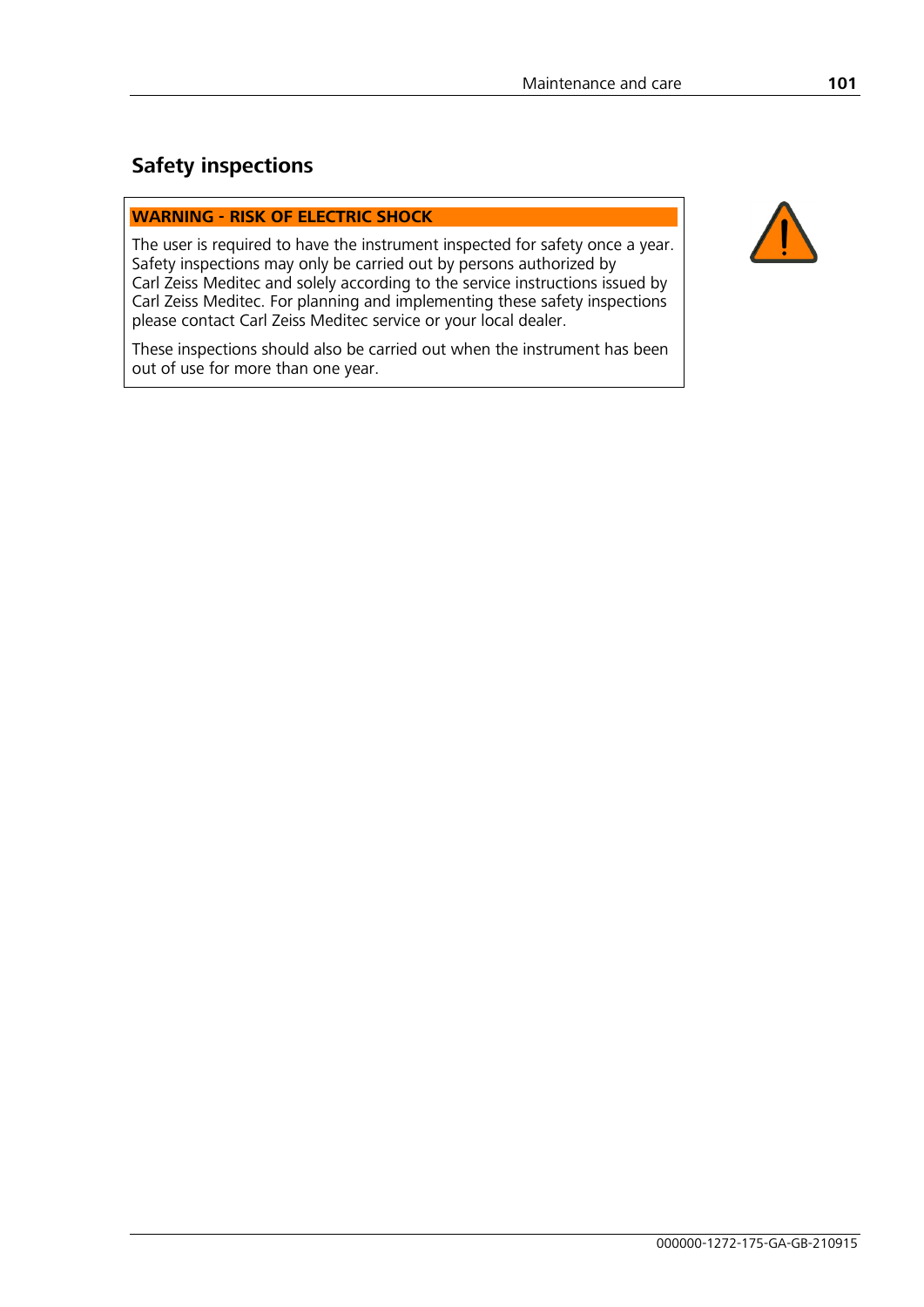## Safety inspections

**WARNING - RISK OF ELECTRIC SHOCK**

The user is required to have the instrument inspected for safety once a year. Safety inspections may only be carried out by persons authorized by Carl Zeiss Meditec and solely according to the service instructions issued by Carl Zeiss Meditec. For planning and implementing these safety inspections please contact Carl Zeiss Meditec service or your local dealer.

These inspections should also be carried out when the instrument has been out of use for more than one year.